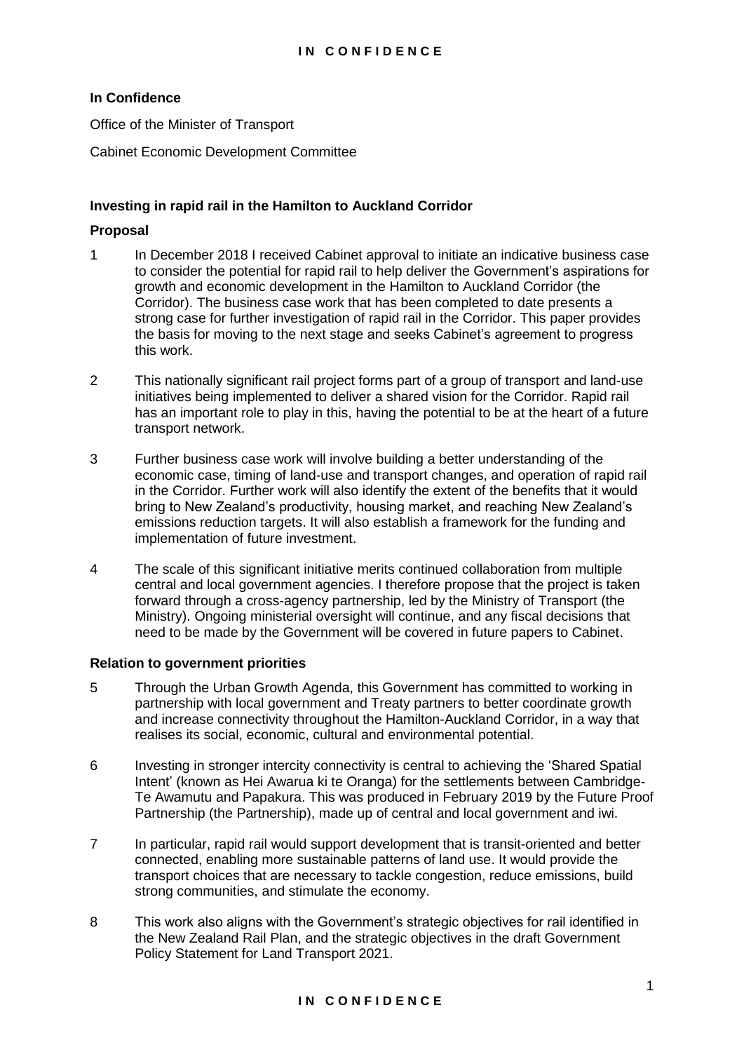**In Confidence**

Office of the Minister of Transport

Cabinet Economic Development Committee

## Investing in rapid rail in the Hamilton to Auckland Corridor

### Proposal

1 In December 2018 I received Cabinet approval to initiate an indicative business case to consider the potential for rapid rail to help deliver the Government's aspirations for growth and economic development in the Hamilton to Auckland Corridor (the Corridor). The business case work that has been completed to date presents a strong case for further investigation of rapid rail in the Corridor. This paper provides the basis for moving to the next stage and seeks Cabinet's agreement to progress this work.

2 This nationally significant rail project forms part of a group of transport and land-use initiatives being implemented to deliver a shared vision for the Corridor. Rapid rail has an important role to play in this, having the potential to be at the heart of a future transport network.

3 Further business case work will involve building a better understanding of the economic case, timing of land-use and transport changes, and operation of rapid rail in the Corridor. Further work will also identify the extent of the benefits that it would bring to New Zealand's productivity, housing market, and reaching New Zealand's emissions reduction targets. It will also establish a framework for the funding and implementation of future investment.

4 The scale of this significant initiative merits continued collaboration from multiple central and local government agencies. I therefore propose that the project is taken forward through a cross-agency partnership, led by the Ministry of Transport (the Ministry). Ongoing ministerial oversight will continue, and any fiscal decisions that need to be made by the Government will be covered in future papers to Cabinet.

### Relation to government priorities

5 Through the Urban Growth Agenda, this Government has committed to working in partnership with local government and Treaty partners to better coordinate growth and increase connectivity throughout the Hamilton-Auckland Corridor, in a way that realises its social, economic, cultural and environmental potential.

6 Investing in stronger intercity connectivity is central to achieving the 'Shared Spatial Intent' (known as Hei Awarua ki te Oranga) for the settlements between Cambridge-Te Awamutu and Papakura. This was produced in February 2019 by the Future Proof Partnership (the Partnership), made up of central and local government and iwi.

7 In particular, rapid rail would support development that is transit-oriented and better connected, enabling more sustainable patterns of land use. It would provide the transport choices that are necessary to tackle congestion, reduce emissions, build strong communities, and stimulate the economy.

8 This work also aligns with the Government's strategic objectives for rail identified in the New Zealand Rail Plan, and the strategic objectives in the draft Government Policy Statement for Land Transport 2021.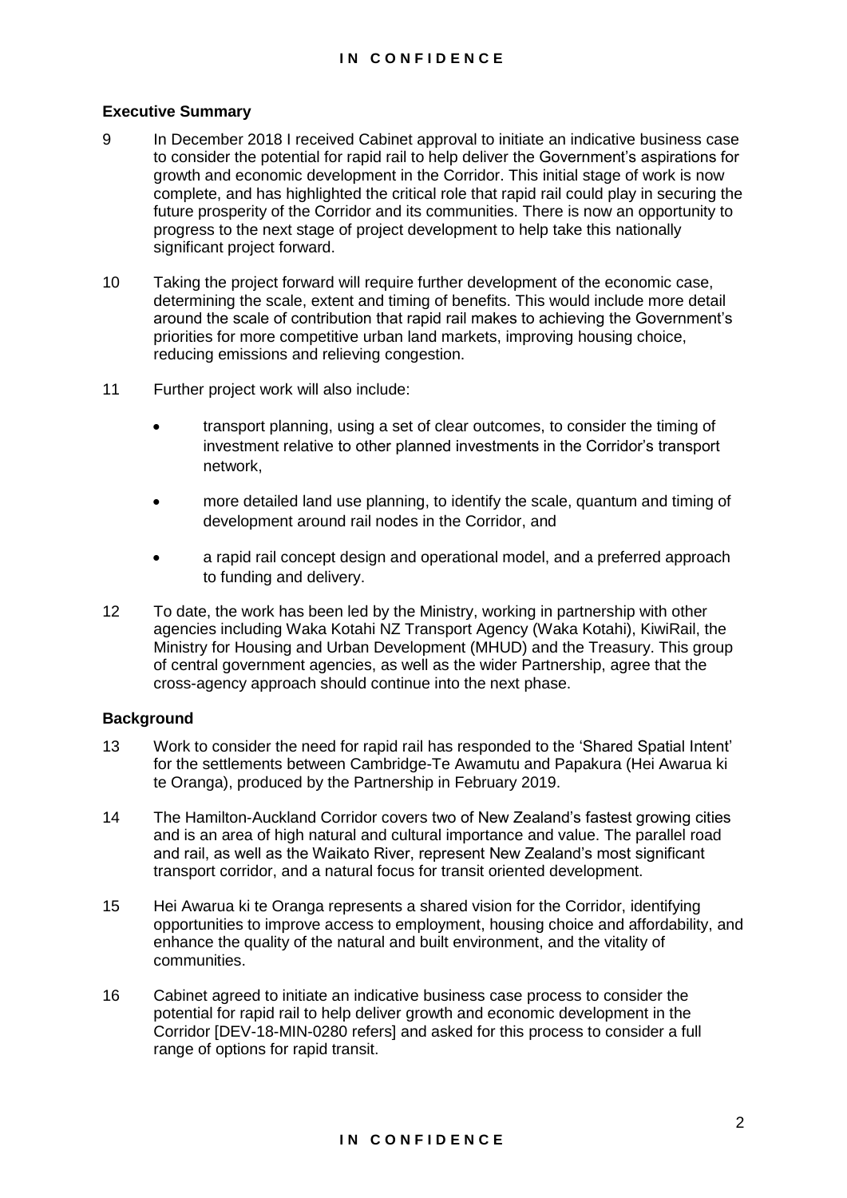## Executive Summary

9 In December 2018 I received Cabinet approval to initiate an indicative business case to consider the potential for rapid rail to help deliver the Government's aspirations for growth and economic development in the Corridor. This initial stage of work is now complete, and has highlighted the critical role that rapid rail could play in securing the future prosperity of the Corridor and its communities. There is now an opportunity to progress to the next stage of project development to help take this nationally significant project forward.

10 Taking the project forward will require further development of the economic case, determining the scale, extent and timing of benefits. This would include more detail around the scale of contribution that rapid rail makes to achieving the Government's priorities for more competitive urban land markets, improving housing choice, reducing emissions and relieving congestion.

11 Further project work will also include:

- transport planning, using a set of clear outcomes, to consider the timing of investment relative to other planned investments in the Corridor's transport network,
- more detailed land use planning, to identify the scale, quantum and timing of development around rail nodes in the Corridor, and
- a rapid rail concept design and operational model, and a preferred approach to funding and delivery.

12 To date, the work has been led by the Ministry, working in partnership with other agencies including Waka Kotahi NZ Transport Agency (Waka Kotahi), KiwiRail, the Ministry for Housing and Urban Development (MHUD) and the Treasury. This group of central government agencies, as well as the wider Partnership, agree that the cross-agency approach should continue into the next phase.

## Background

13 Work to consider the need for rapid rail has responded to the 'Shared Spatial Intent' for the settlements between Cambridge-Te Awamutu and Papakura (Hei Awarua ki te Oranga), produced by the Partnership in February 2019.

14 The Hamilton-Auckland Corridor covers two of New Zealand's fastest growing cities and is an area of high natural and cultural importance and value. The parallel road and rail, as well as the Waikato River, represent New Zealand's most significant transport corridor, and a natural focus for transit oriented development.

15 Hei Awarua ki te Oranga represents a shared vision for the Corridor, identifying opportunities to improve access to employment, housing choice and affordability, and enhance the quality of the natural and built environment, and the vitality of communities.

16 Cabinet agreed to initiate an indicative business case process to consider the potential for rapid rail to help deliver growth and economic development in the Corridor [DEV-18-MIN-0280 refers] and asked for this process to consider a full range of options for rapid transit.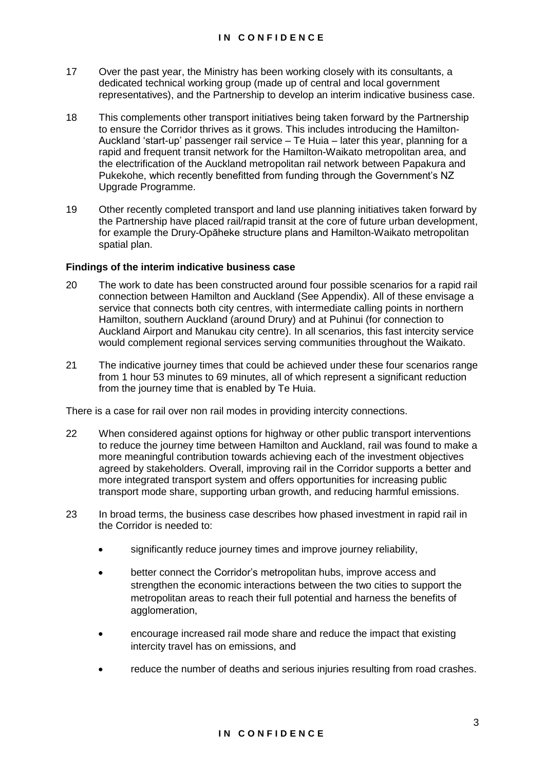17 Over the past year, the Ministry has been working closely with its consultants, a dedicated technical working group (made up of central and local government representatives), and the Partnership to develop an interim indicative business case.

18 This complements other transport initiatives being taken forward by the Partnership to ensure the Corridor thrives as it grows. This includes introducing the Hamilton-Auckland 'start-up' passenger rail service – Te Huia – later this year, planning for a rapid and frequent transit network for the Hamilton-Waikato metropolitan area, and the electrification of the Auckland metropolitan rail network between Papakura and Pukekohe, which recently benefitted from funding through the Government's NZ Upgrade Programme.

19 Other recently completed transport and land use planning initiatives taken forward by the Partnership have placed rail/rapid transit at the core of future urban development, for example the Drury-Opāheke structure plans and Hamilton-Waikato metropolitan spatial plan.

**Findings of the interim indicative business case**

20 The work to date has been constructed around four possible scenarios for a rapid rail connection between Hamilton and Auckland (See Appendix). All of these envisage a service that connects both city centres, with intermediate calling points in northern Hamilton, southern Auckland (around Drury) and at Puhinui (for connection to Auckland Airport and Manukau city centre). In all scenarios, this fast intercity service would complement regional services serving communities throughout the Waikato.

21 The indicative journey times that could be achieved under these four scenarios range from 1 hour 53 minutes to 69 minutes, all of which represent a significant reduction from the journey time that is enabled by Te Huia.

There is a case for rail over non rail modes in providing intercity connections.

22 When considered against options for highway or other public transport interventions to reduce the journey time between Hamilton and Auckland, rail was found to make a more meaningful contribution towards achieving each of the investment objectives agreed by stakeholders. Overall, improving rail in the Corridor supports a better and more integrated transport system and offers opportunities for increasing public transport mode share, supporting urban growth, and reducing harmful emissions.

23 In broad terms, the business case describes how phased investment in rapid rail in the Corridor is needed to:

- significantly reduce journey times and improve journey reliability,
- better connect the Corridor's metropolitan hubs, improve access and strengthen the economic interactions between the two cities to support the metropolitan areas to reach their full potential and harness the benefits of agglomeration,
- encourage increased rail mode share and reduce the impact that existing intercity travel has on emissions, and
- reduce the number of deaths and serious injuries resulting from road crashes.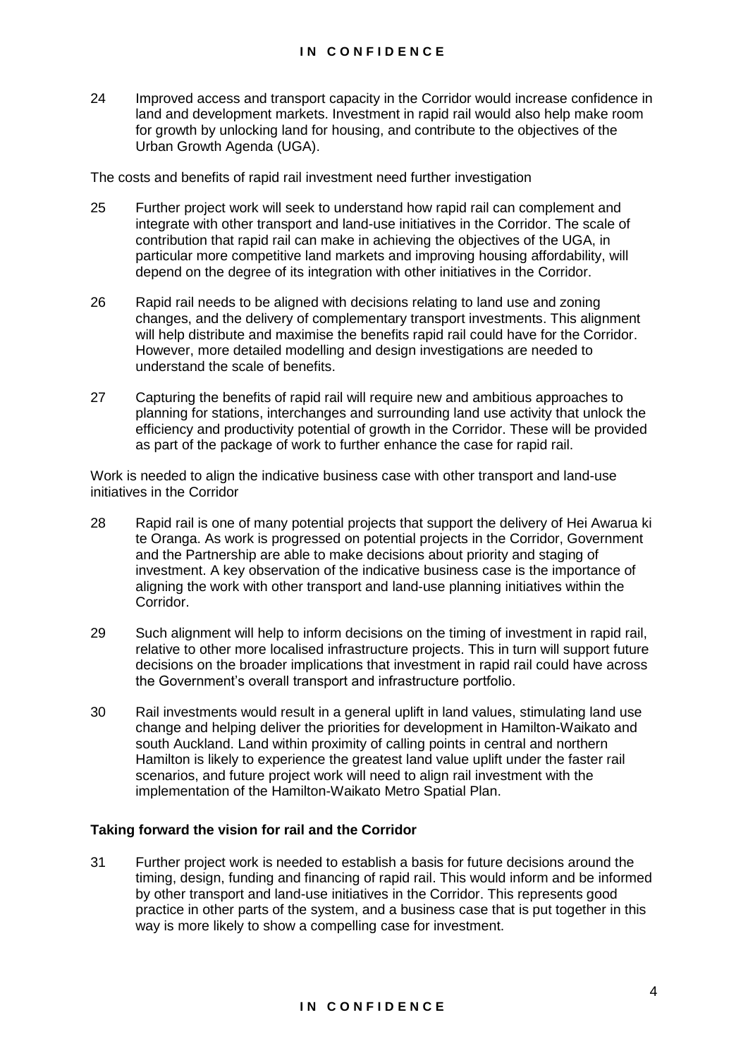24 Improved access and transport capacity in the Corridor would increase confidence in land and development markets. Investment in rapid rail would also help make room for growth by unlocking land for housing, and contribute to the objectives of the Urban Growth Agenda (UGA).

The costs and benefits of rapid rail investment need further investigation

25 Further project work will seek to understand how rapid rail can complement and integrate with other transport and land-use initiatives in the Corridor. The scale of contribution that rapid rail can make in achieving the objectives of the UGA, in particular more competitive land markets and improving housing affordability, will depend on the degree of its integration with other initiatives in the Corridor.

26 Rapid rail needs to be aligned with decisions relating to land use and zoning changes, and the delivery of complementary transport investments. This alignment will help distribute and maximise the benefits rapid rail could have for the Corridor. However, more detailed modelling and design investigations are needed to understand the scale of benefits.

27 Capturing the benefits of rapid rail will require new and ambitious approaches to planning for stations, interchanges and surrounding land use activity that unlock the efficiency and productivity potential of growth in the Corridor. These will be provided as part of the package of work to further enhance the case for rapid rail.

Work is needed to align the indicative business case with other transport and land-use initiatives in the Corridor

28 Rapid rail is one of many potential projects that support the delivery of Hei Awarua ki te Oranga. As work is progressed on potential projects in the Corridor, Government and the Partnership are able to make decisions about priority and staging of investment. A key observation of the indicative business case is the importance of aligning the work with other transport and land-use planning initiatives within the Corridor.

29 Such alignment will help to inform decisions on the timing of investment in rapid rail, relative to other more localised infrastructure projects. This in turn will support future decisions on the broader implications that investment in rapid rail could have across the Government's overall transport and infrastructure portfolio.

30 Rail investments would result in a general uplift in land values, stimulating land use change and helping deliver the priorities for development in Hamilton-Waikato and south Auckland. Land within proximity of calling points in central and northern Hamilton is likely to experience the greatest land value uplift under the faster rail scenarios, and future project work will need to align rail investment with the implementation of the Hamilton-Waikato Metro Spatial Plan.

**Taking forward the vision for rail and the Corridor**

31 Further project work is needed to establish a basis for future decisions around the timing, design, funding and financing of rapid rail. This would inform and be informed by other transport and land-use initiatives in the Corridor. This represents good practice in other parts of the system, and a business case that is put together in this way is more likely to show a compelling case for investment.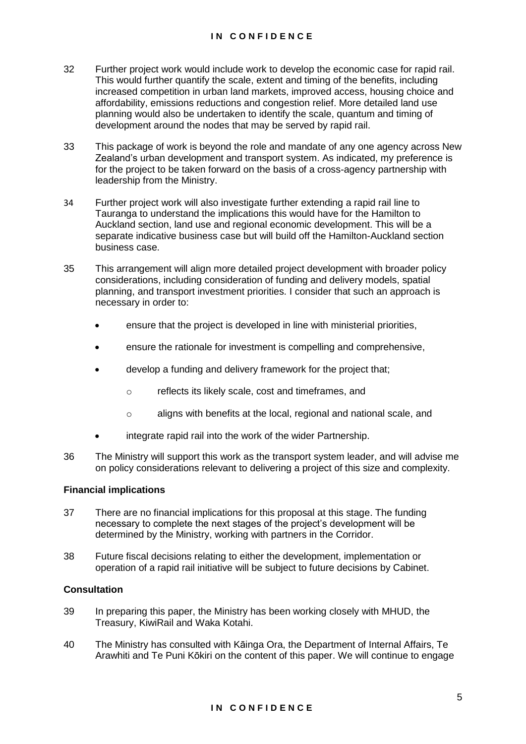32 Further project work would include work to develop the economic case for rapid rail. This would further quantify the scale, extent and timing of the benefits, including increased competition in urban land markets, improved access, housing choice and affordability, emissions reductions and congestion relief. More detailed land use planning would also be undertaken to identify the scale, quantum and timing of development around the nodes that may be served by rapid rail.

33 This package of work is beyond the role and mandate of any one agency across New Zealand's urban development and transport system. As indicated, my preference is for the project to be taken forward on the basis of a cross-agency partnership with leadership from the Ministry.

34 Further project work will also investigate further extending a rapid rail line to Tauranga to understand the implications this would have for the Hamilton to Auckland section, land use and regional economic development. This will be a separate indicative business case but will build off the Hamilton-Auckland section business case.

35 This arrangement will align more detailed project development with broader policy considerations, including consideration of funding and delivery models, spatial planning, and transport investment priorities. I consider that such an approach is necessary in order to:

- ensure that the project is developed in line with ministerial priorities,
- ensure the rationale for investment is compelling and comprehensive,
- develop a funding and delivery framework for the project that;
  - reflects its likely scale, cost and timeframes, and
  - aligns with benefits at the local, regional and national scale, and
- integrate rapid rail into the work of the wider Partnership.

36 The Ministry will support this work as the transport system leader, and will advise me on policy considerations relevant to delivering a project of this size and complexity.

**Financial implications**

37 There are no financial implications for this proposal at this stage. The funding necessary to complete the next stages of the project's development will be determined by the Ministry, working with partners in the Corridor.

38 Future fiscal decisions relating to either the development, implementation or operation of a rapid rail initiative will be subject to future decisions by Cabinet.

**Consultation**

39 In preparing this paper, the Ministry has been working closely with MHUD, the Treasury, KiwiRail and Waka Kotahi.

40 The Ministry has consulted with Kāinga Ora, the Department of Internal Affairs, Te Arawhiti and Te Puni Kōkiri on the content of this paper. We will continue to engage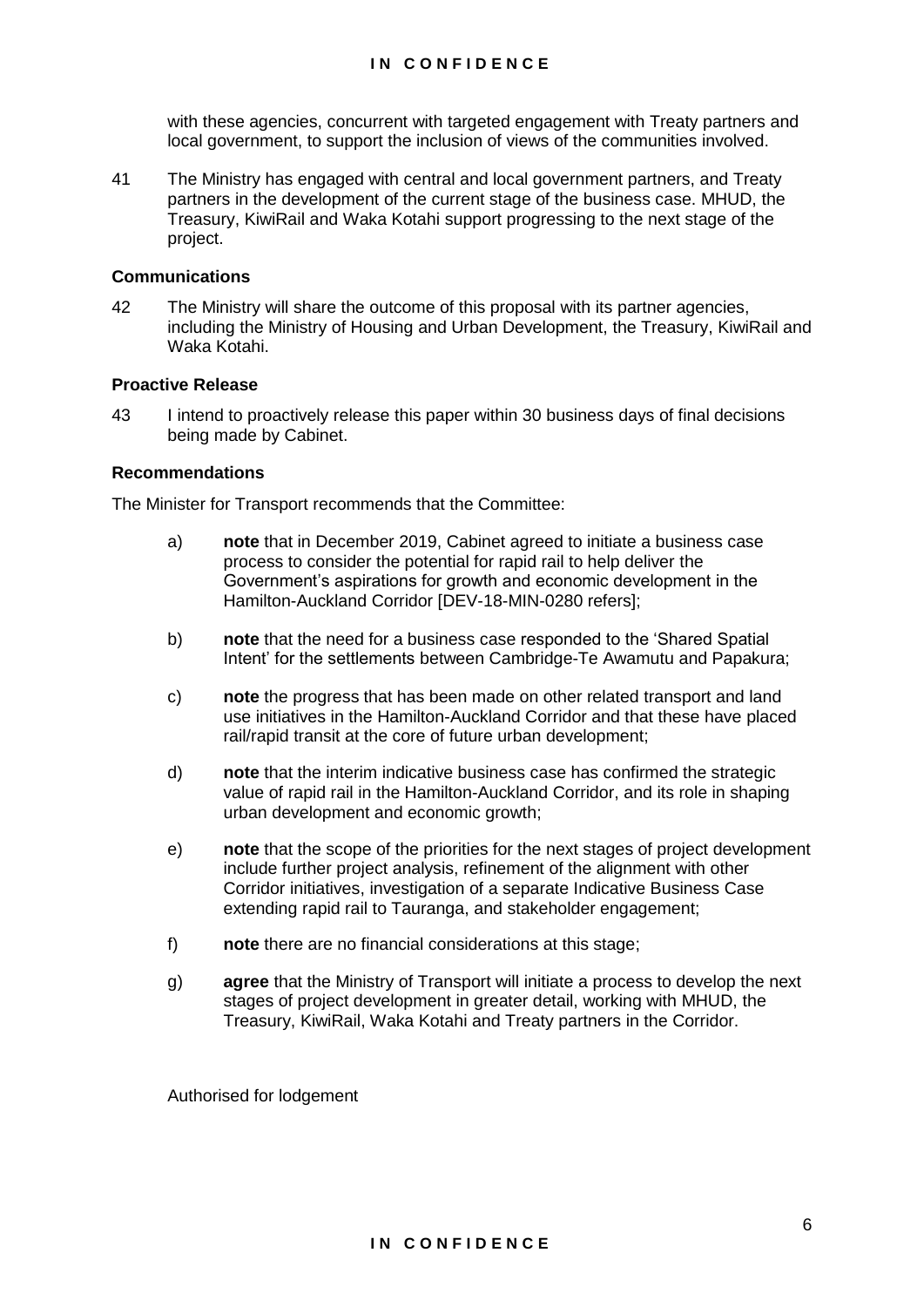with these agencies, concurrent with targeted engagement with Treaty partners and local government, to support the inclusion of views of the communities involved.

41 The Ministry has engaged with central and local government partners, and Treaty partners in the development of the current stage of the business case. MHUD, the Treasury, KiwiRail and Waka Kotahi support progressing to the next stage of the project.

### Communications

42 The Ministry will share the outcome of this proposal with its partner agencies, including the Ministry of Housing and Urban Development, the Treasury, KiwiRail and Waka Kotahi.

### Proactive Release

43 I intend to proactively release this paper within 30 business days of final decisions being made by Cabinet.

### Recommendations

The Minister for Transport recommends that the Committee:

a) **note** that in December 2019, Cabinet agreed to initiate a business case process to consider the potential for rapid rail to help deliver the Government's aspirations for growth and economic development in the Hamilton-Auckland Corridor [DEV-18-MIN-0280 refers];

b) **note** that the need for a business case responded to the 'Shared Spatial Intent' for the settlements between Cambridge-Te Awamutu and Papakura;

c) **note** the progress that has been made on other related transport and land use initiatives in the Hamilton-Auckland Corridor and that these have placed rail/rapid transit at the core of future urban development;

d) **note** that the interim indicative business case has confirmed the strategic value of rapid rail in the Hamilton-Auckland Corridor, and its role in shaping urban development and economic growth;

e) **note** that the scope of the priorities for the next stages of project development include further project analysis, refinement of the alignment with other Corridor initiatives, investigation of a separate Indicative Business Case extending rapid rail to Tauranga, and stakeholder engagement;

f) **note** there are no financial considerations at this stage;

g) **agree** that the Ministry of Transport will initiate a process to develop the next stages of project development in greater detail, working with MHUD, the Treasury, KiwiRail, Waka Kotahi and Treaty partners in the Corridor.

Authorised for lodgement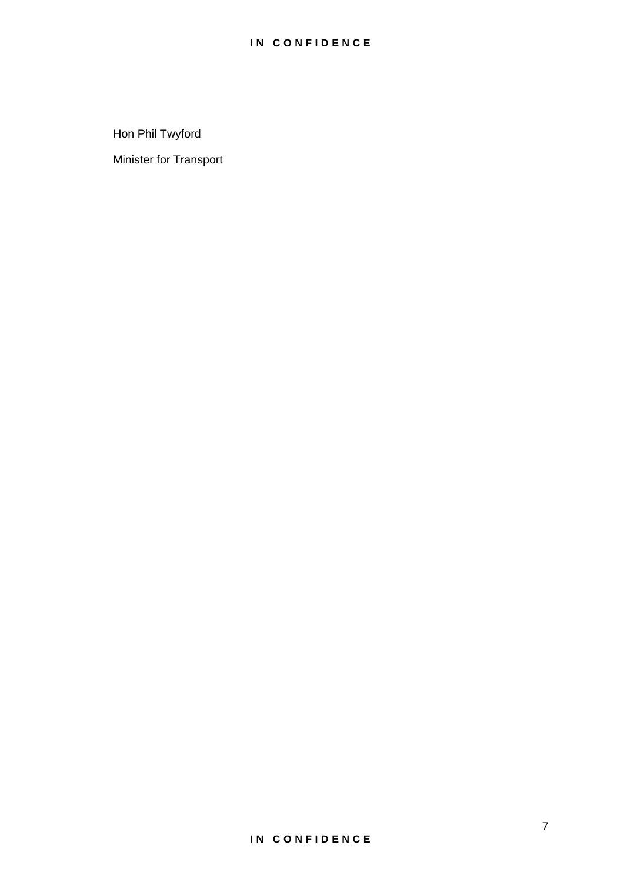Hon Phil Twyford

Minister for Transport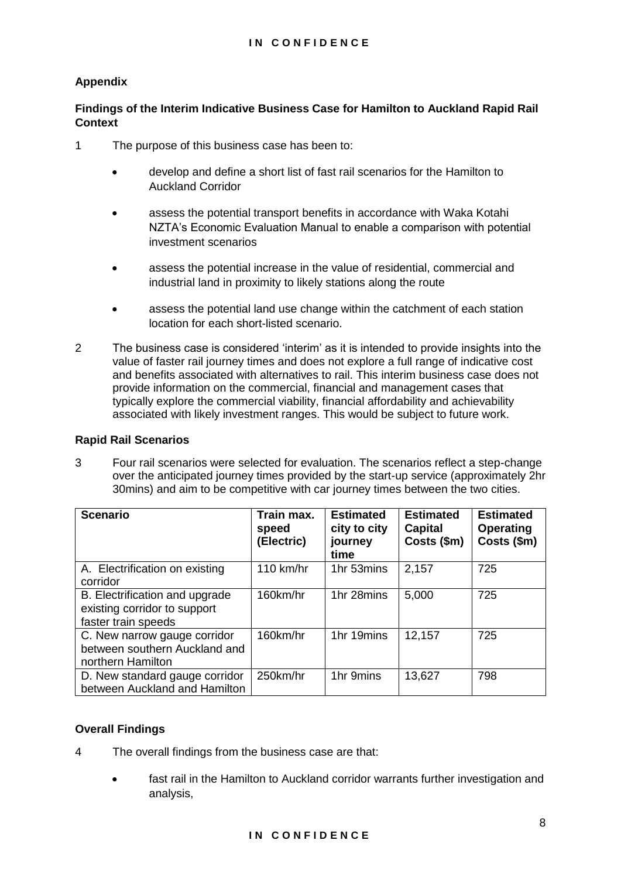**Appendix**

**Findings of the Interim Indicative Business Case for Hamilton to Auckland Rapid Rail Context**

1 The purpose of this business case has been to:

- develop and define a short list of fast rail scenarios for the Hamilton to Auckland Corridor
- assess the potential transport benefits in accordance with Waka Kotahi NZTA's Economic Evaluation Manual to enable a comparison with potential investment scenarios
- assess the potential increase in the value of residential, commercial and industrial land in proximity to likely stations along the route
- assess the potential land use change within the catchment of each station location for each short-listed scenario.

2 The business case is considered 'interim' as it is intended to provide insights into the value of faster rail journey times and does not explore a full range of indicative cost and benefits associated with alternatives to rail. This interim business case does not provide information on the commercial, financial and management cases that typically explore the commercial viability, financial affordability and achievability associated with likely investment ranges. This would be subject to future work.

**Rapid Rail Scenarios**

3 Four rail scenarios were selected for evaluation. The scenarios reflect a step-change over the anticipated journey times provided by the start-up service (approximately 2hr 30mins) and aim to be competitive with car journey times between the two cities.

| Scenario | Train max. speed (Electric) | Estimated city to city journey time | Estimated Capital Costs ($m) | Estimated Operating Costs ($m) |
|---|---|---|---|---|
| A. Electrification on existing corridor | 110 km/hr | 1hr 53mins | 2,157 | 725 |
| B. Electrification and upgrade existing corridor to support faster train speeds | 160km/hr | 1hr 28mins | 5,000 | 725 |
| C. New narrow gauge corridor between southern Auckland and northern Hamilton | 160km/hr | 1hr 19mins | 12,157 | 725 |
| D. New standard gauge corridor between Auckland and Hamilton | 250km/hr | 1hr 9mins | 13,627 | 798 |

**Overall Findings**

4 The overall findings from the business case are that:

- fast rail in the Hamilton to Auckland corridor warrants further investigation and analysis,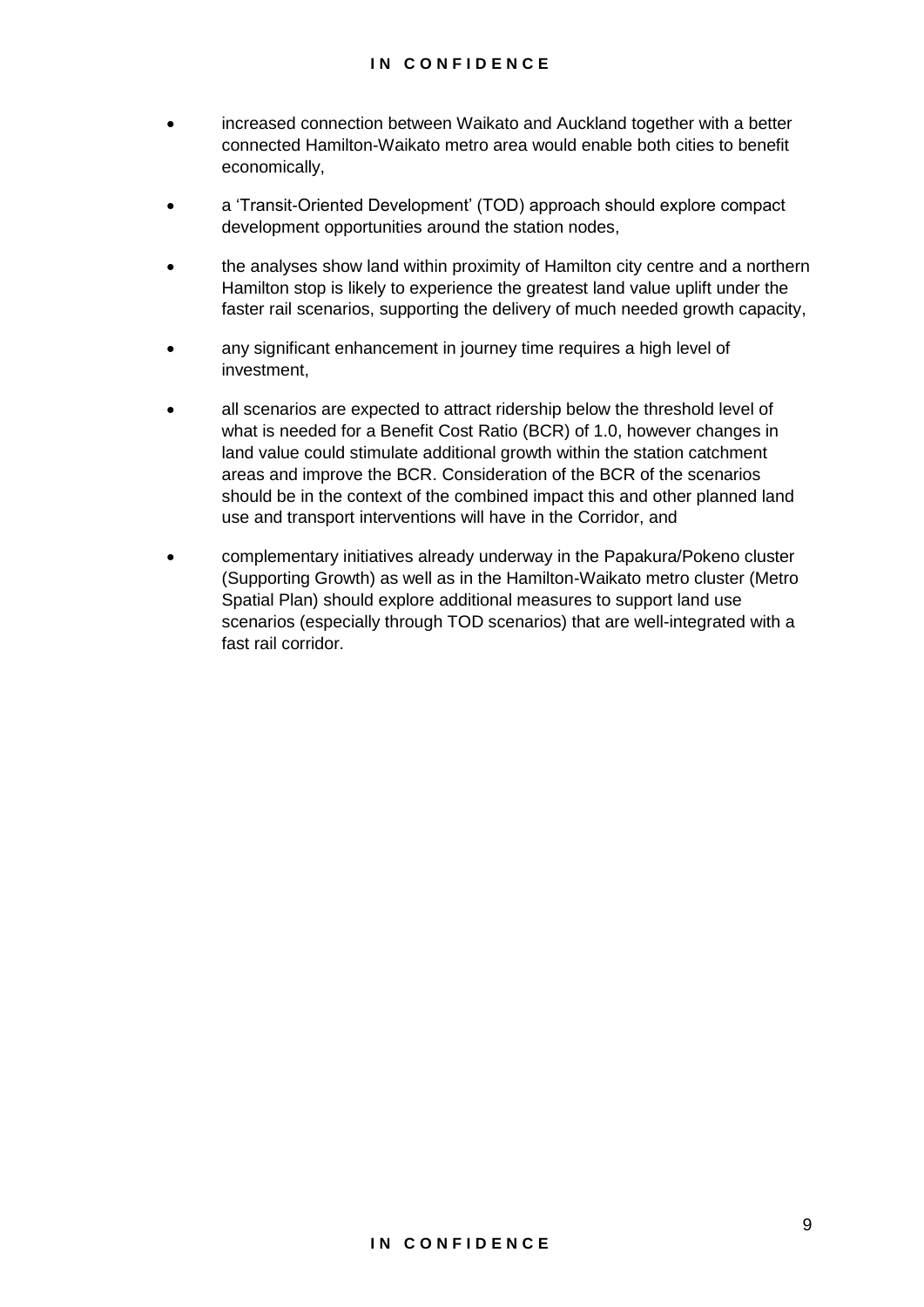- increased connection between Waikato and Auckland together with a better connected Hamilton-Waikato metro area would enable both cities to benefit economically,
- a 'Transit-Oriented Development' (TOD) approach should explore compact development opportunities around the station nodes,
- the analyses show land within proximity of Hamilton city centre and a northern Hamilton stop is likely to experience the greatest land value uplift under the faster rail scenarios, supporting the delivery of much needed growth capacity,
- any significant enhancement in journey time requires a high level of investment,
- all scenarios are expected to attract ridership below the threshold level of what is needed for a Benefit Cost Ratio (BCR) of 1.0, however changes in land value could stimulate additional growth within the station catchment areas and improve the BCR. Consideration of the BCR of the scenarios should be in the context of the combined impact this and other planned land use and transport interventions will have in the Corridor, and
- complementary initiatives already underway in the Papakura/Pokeno cluster (Supporting Growth) as well as in the Hamilton-Waikato metro cluster (Metro Spatial Plan) should explore additional measures to support land use scenarios (especially through TOD scenarios) that are well-integrated with a fast rail corridor.